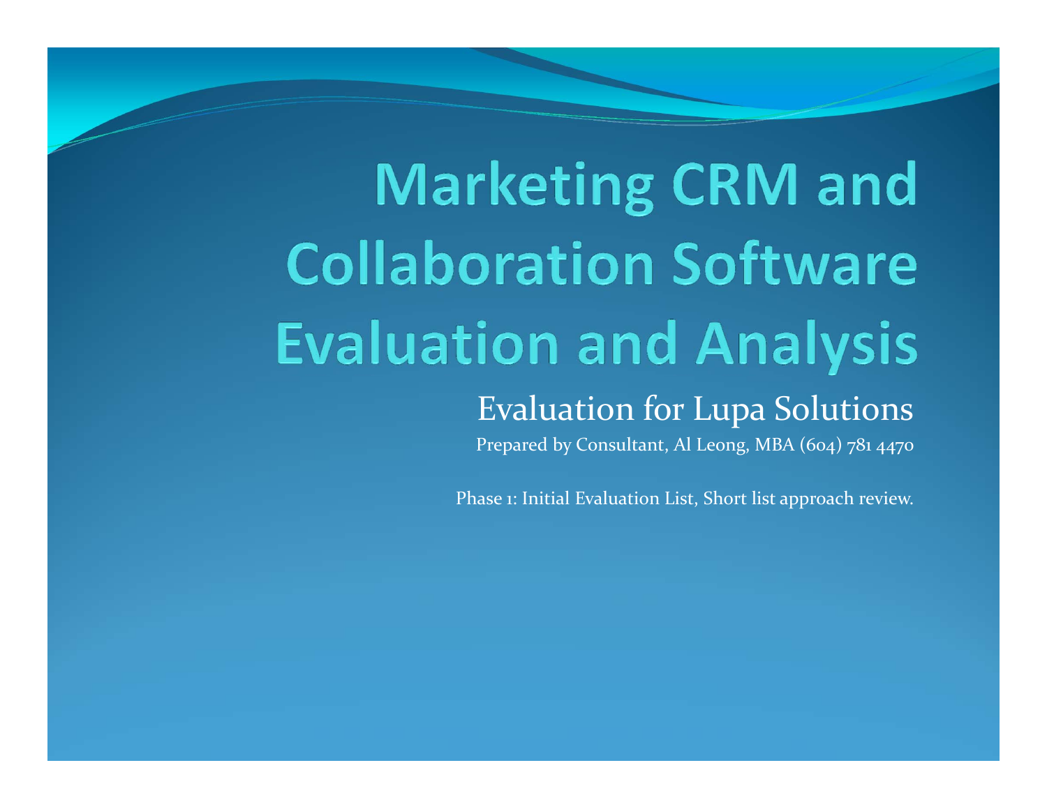# Marketing CRM and Collaboration Software Evaluation and Analysis

Evaluation for Lupa Solutions

Prepared by Consultant, Al Leong, MBA (604) 781 4470

Phase 1: Initial Evaluation List, Short list approach review.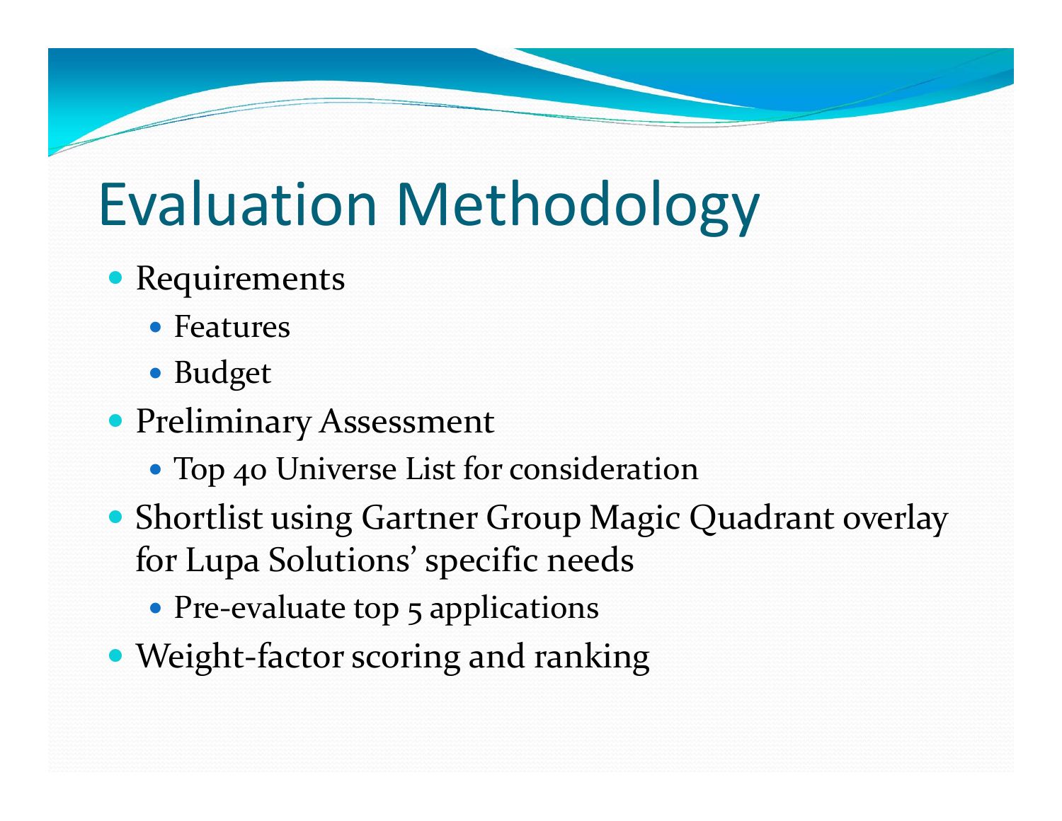# Evaluation Methodology

- Requirements
  - Features
  - Budget
- Preliminary Assessment
  - Top 40 Universe List for consideration
- Shortlist using Gartner Group Magic Quadrant overlay for Lupa Solutions' specific needs
  - Pre-evaluate top 5 applications
- Weight-factor scoring and ranking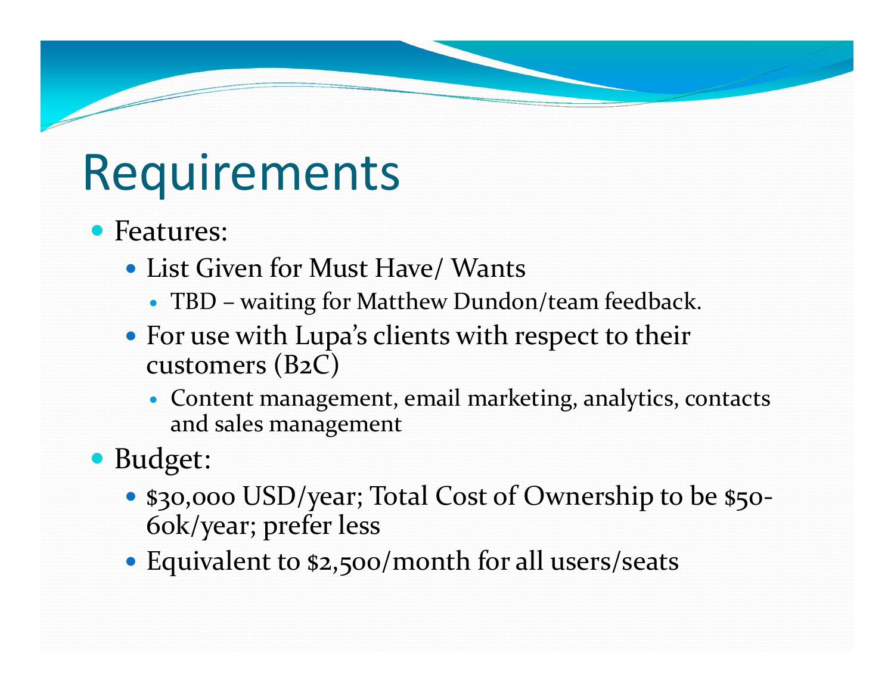# Requirements

- Features:
  - List Given for Must Have/ Wants
    - TBD – waiting for Matthew Dundon/team feedback.
  - For use with Lupa's clients with respect to their customers (B2C)
    - Content management, email marketing, analytics, contacts and sales management
- Budget:
  - $30,000 USD/year; Total Cost of Ownership to be $50-60k/year; prefer less
  - Equivalent to $2,500/month for all users/seats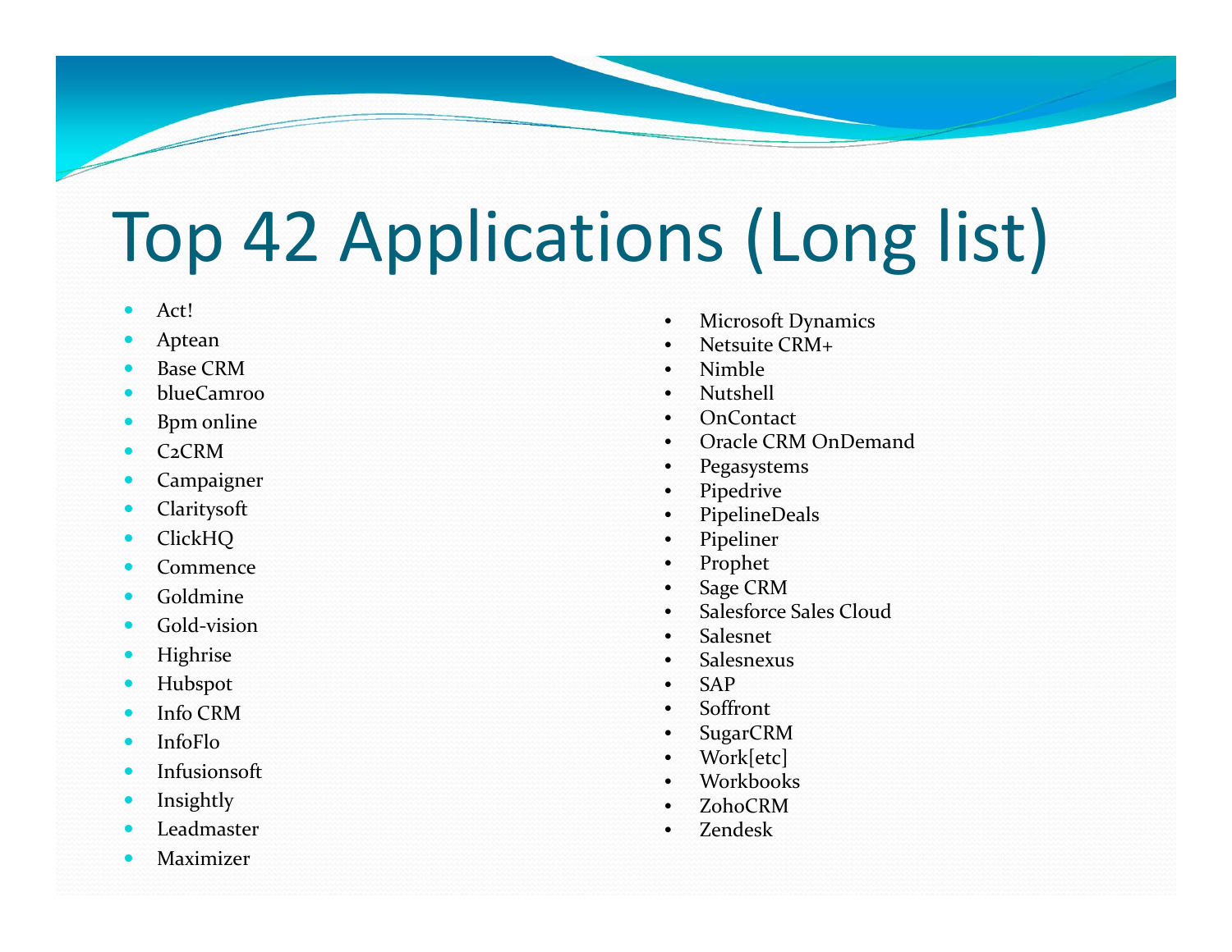# Top 42 Applications (Long list)

- Act!
- Aptean
- Base CRM
- blueCamroo
- Bpm online
- C2CRM
- Campaigner
- Claritysoft
- ClickHQ
- Commence
- Goldmine
- Gold-vision
- Highrise
- Hubspot
- Info CRM
- InfoFlo
- Infusionsoft
- Insightly
- Leadmaster
- Maximizer
- Microsoft Dynamics
- Netsuite CRM+
- Nimble
- Nutshell
- OnContact
- Oracle CRM OnDemand
- Pegasystems
- Pipedrive
- PipelineDeals
- Pipeliner
- Prophet
- Sage CRM
- Salesforce Sales Cloud
- Salesnet
- Salesnexus
- SAP
- Soffront
- SugarCRM
- Work[etc]
- Workbooks
- ZohoCRM
- Zendesk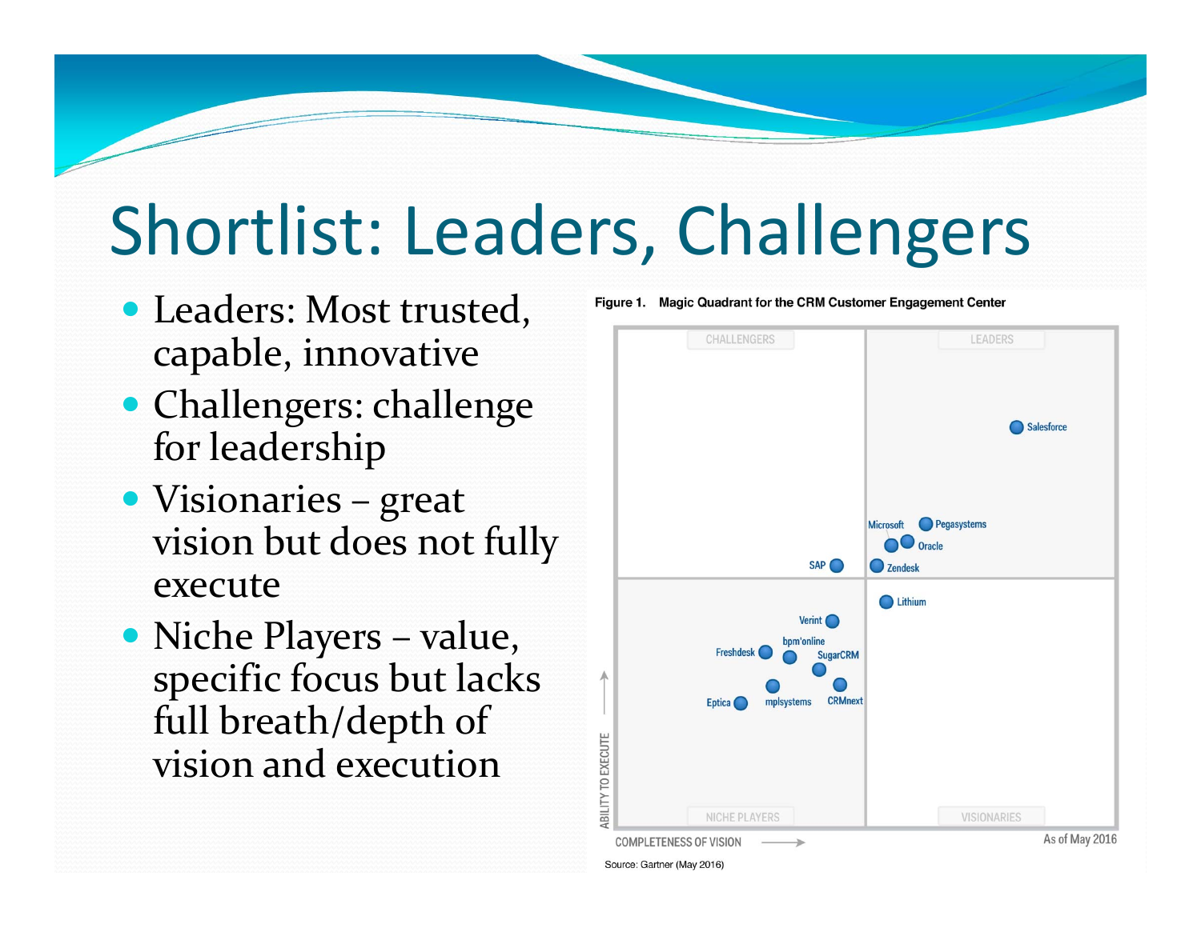# Shortlist: Leaders, Challengers

- Leaders: Most trusted, capable, innovative
- Challengers: challenge for leadership
- Visionaries – great vision but does not fully execute
- Niche Players – value, specific focus but lacks full breath/depth of vision and execution

Figure 1. Magic Quadrant for the CRM Customer Engagement Center

CHALLENGERS

LEADERS

Salesforce

Microsoft

Pegasystems

Oracle

SAP

Zendesk

Lithium

Verint

bpm'online

Freshdesk

SugarCRM

Eptica

mplsystems

CRMnext

NICHE PLAYERS

VISIONARIES

ABILITY TO EXECUTE

COMPLETENESS OF VISION

As of May 2016

Source: Gartner (May 2016)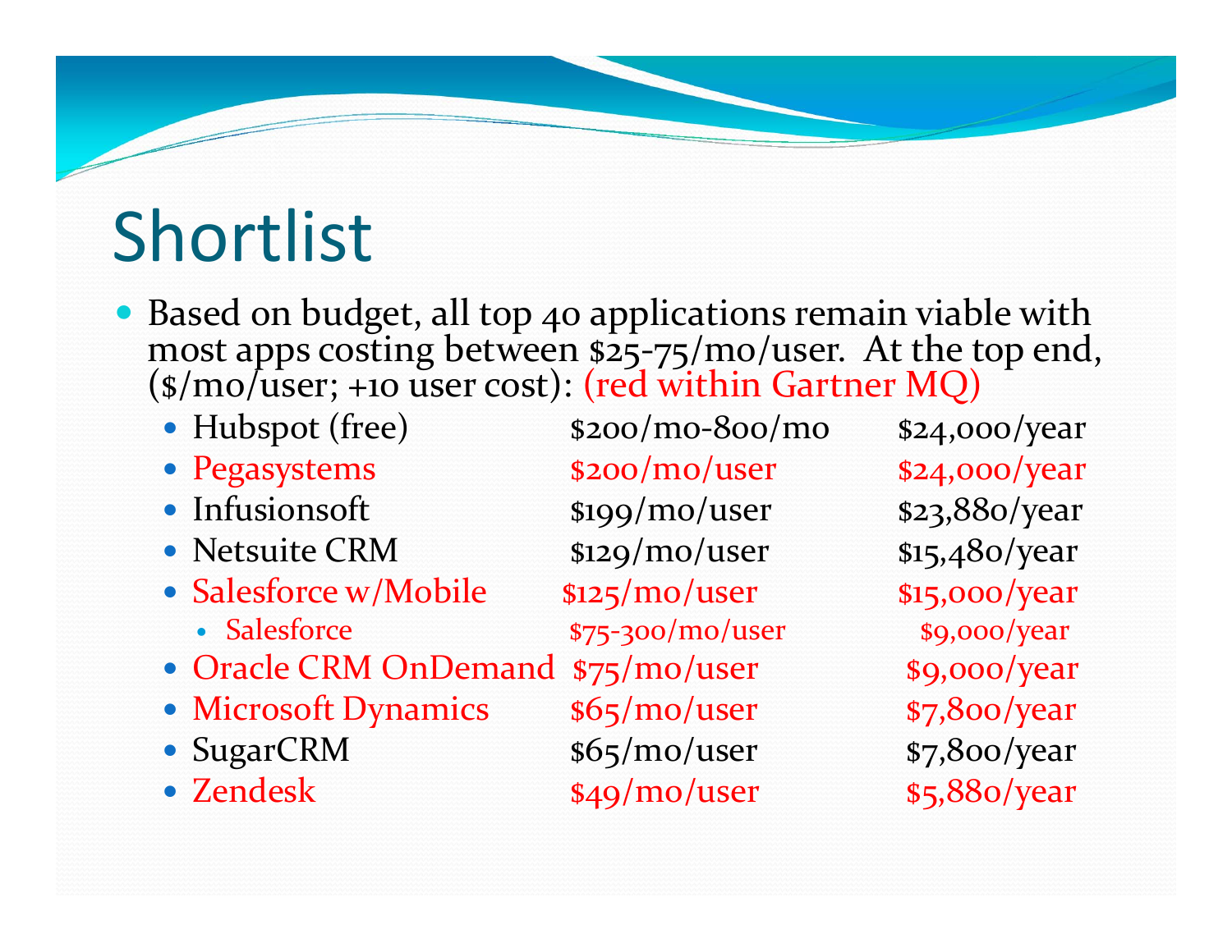# Shortlist

- Based on budget, all top 40 applications remain viable with most apps costing between $25-75/mo/user. At the top end, ($/mo/user; +10 user cost): (red within Gartner MQ)
  - Hubspot (free) $200/mo-800/mo $24,000/year
  - Pegasystems $200/mo/user $24,000/year
  - Infusionsoft $199/mo/user $23,880/year
  - Netsuite CRM $129/mo/user $15,480/year
  - Salesforce w/Mobile $125/mo/user $15,000/year
    - Salesforce $75-300/mo/user $9,000/year
  - Oracle CRM OnDemand $75/mo/user $9,000/year
  - Microsoft Dynamics $65/mo/user $7,800/year
  - SugarCRM $65/mo/user $7,800/year
  - Zendesk $49/mo/user $5,880/year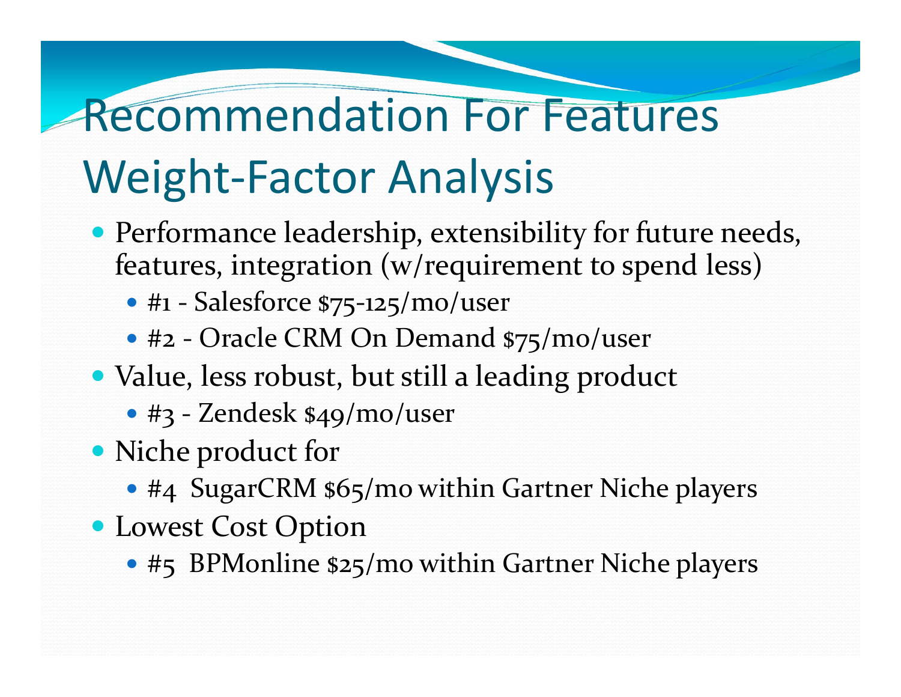# Recommendation For Features Weight-Factor Analysis

- Performance leadership, extensibility for future needs, features, integration (w/requirement to spend less)
  - #1 - Salesforce $75-125/mo/user
  - #2 - Oracle CRM On Demand $75/mo/user
- Value, less robust, but still a leading product
  - #3 - Zendesk $49/mo/user
- Niche product for
  - #4 SugarCRM $65/mo within Gartner Niche players
- Lowest Cost Option
  - #5 BPMonline $25/mo within Gartner Niche players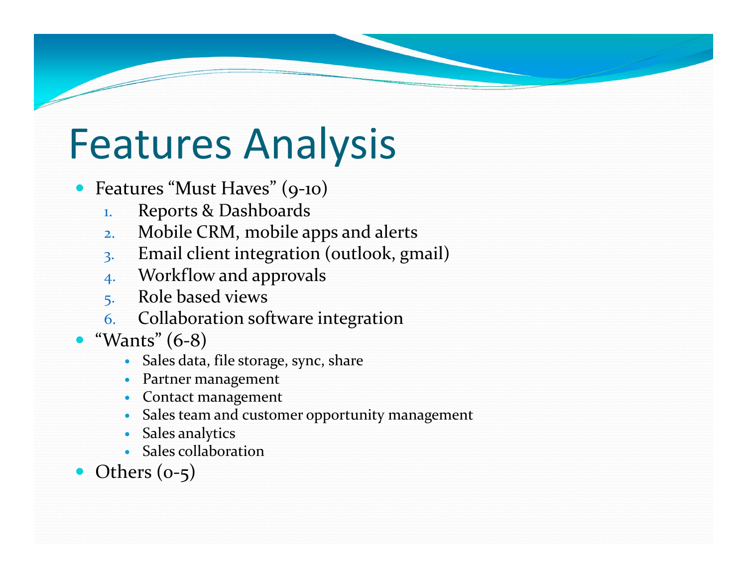# Features Analysis

- Features "Must Haves" (9-10)
  1. Reports & Dashboards
  2. Mobile CRM, mobile apps and alerts
  3. Email client integration (outlook, gmail)
  4. Workflow and approvals
  5. Role based views
  6. Collaboration software integration
- "Wants" (6-8)
  - Sales data, file storage, sync, share
  - Partner management
  - Contact management
  - Sales team and customer opportunity management
  - Sales analytics
  - Sales collaboration
- Others (0-5)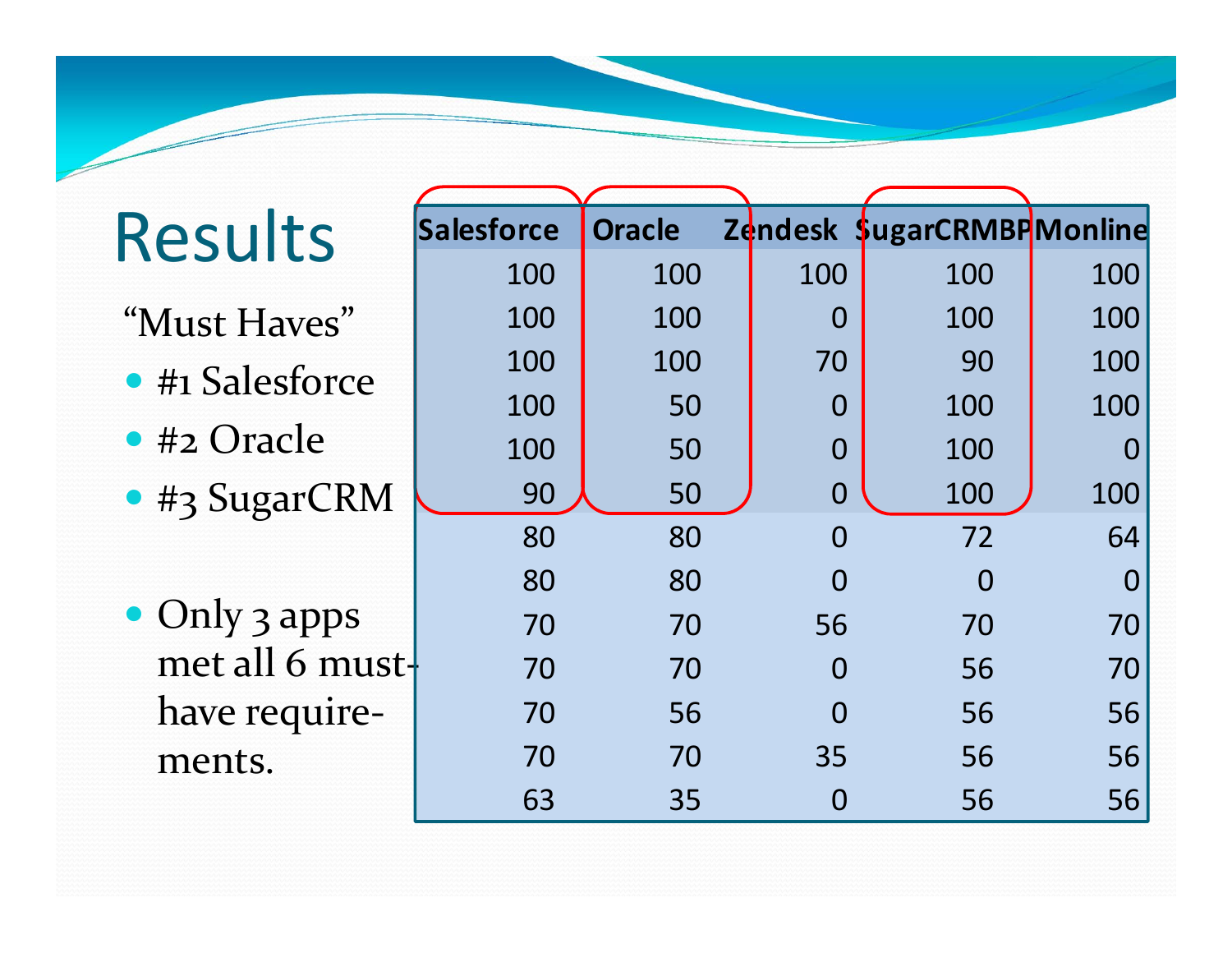# Results

"Must Haves"

- #1 Salesforce
- #2 Oracle
- #3 SugarCRM

- Only 3 apps met all 6 must-have require-ments.

| Salesforce | Oracle | Zendesk | SugarCRM | BPMonline |
|---|---|---|---|---|
| 100 | 100 | 100 | 100 | 100 |
| 100 | 100 | 0 | 100 | 100 |
| 100 | 100 | 70 | 90 | 100 |
| 100 | 50 | 0 | 100 | 100 |
| 100 | 50 | 0 | 100 | 0 |
| 90 | 50 | 0 | 100 | 100 |
| 80 | 80 | 0 | 72 | 64 |
| 80 | 80 | 0 | 0 | 0 |
| 70 | 70 | 56 | 70 | 70 |
| 70 | 70 | 0 | 56 | 70 |
| 70 | 56 | 0 | 56 | 56 |
| 70 | 70 | 35 | 56 | 56 |
| 63 | 35 | 0 | 56 | 56 |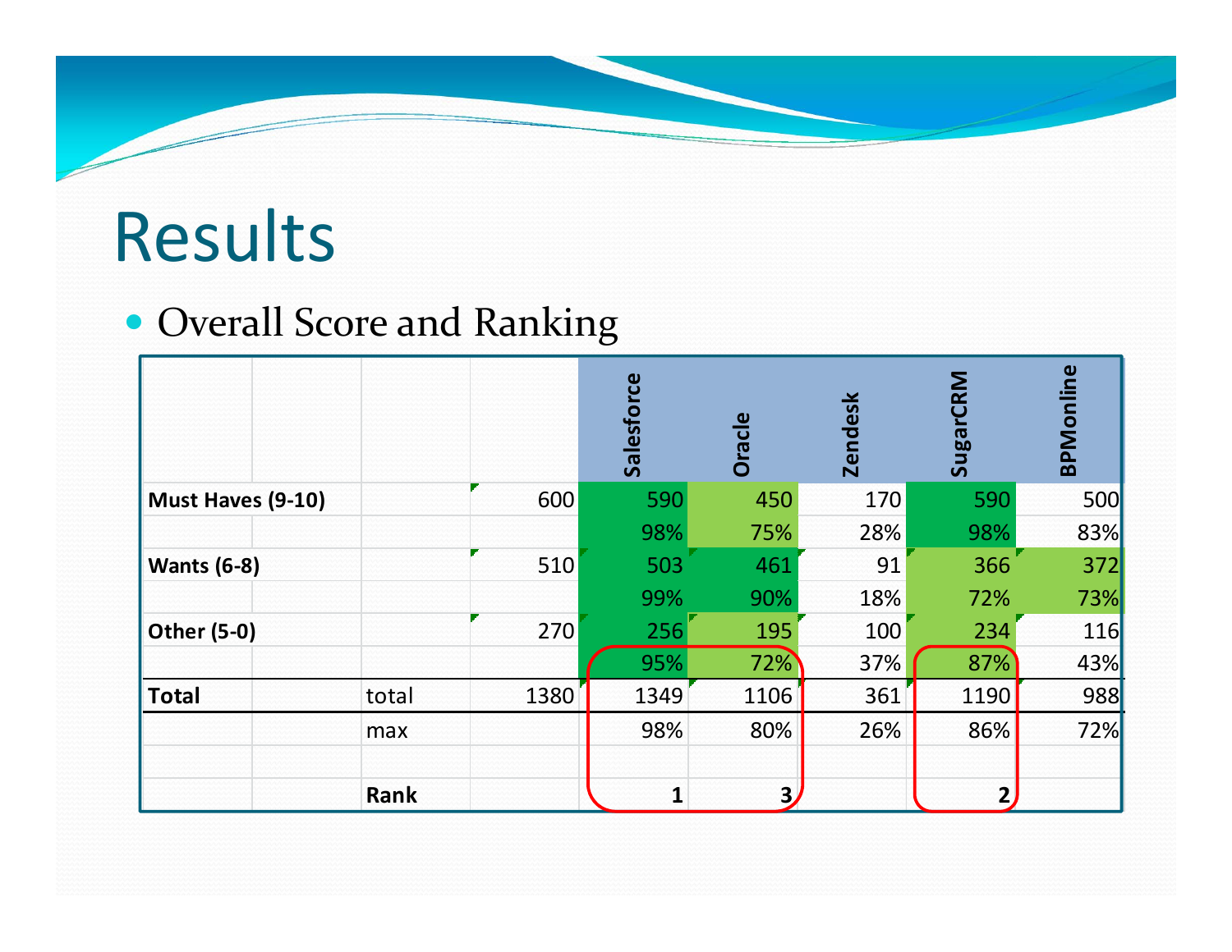# Results

- Overall Score and Ranking

| | | | | Salesforce | Oracle | Zendesk | SugarCRM | BPMonline |
|---|---|---|---|---|---|---|---|---|
| **Must Haves (9-10)** | | | 600 | 590 | 450 | 170 | 590 | 500 |
| | | | | 98% | 75% | 28% | 98% | 83% |
| **Wants (6-8)** | | | 510 | 503 | 461 | 91 | 366 | 372 |
| | | | | 99% | 90% | 18% | 72% | 73% |
| **Other (5-0)** | | | 270 | 256 | 195 | 100 | 234 | 116 |
| | | | | 95% | 72% | 37% | 87% | 43% |
| **Total** | | total | 1380 | 1349 | 1106 | 361 | 1190 | 988 |
| | | max | | 98% | 80% | 26% | 86% | 72% |
| | | | | | | | | |
| | | **Rank** | | **1** | **3** | | **2** | |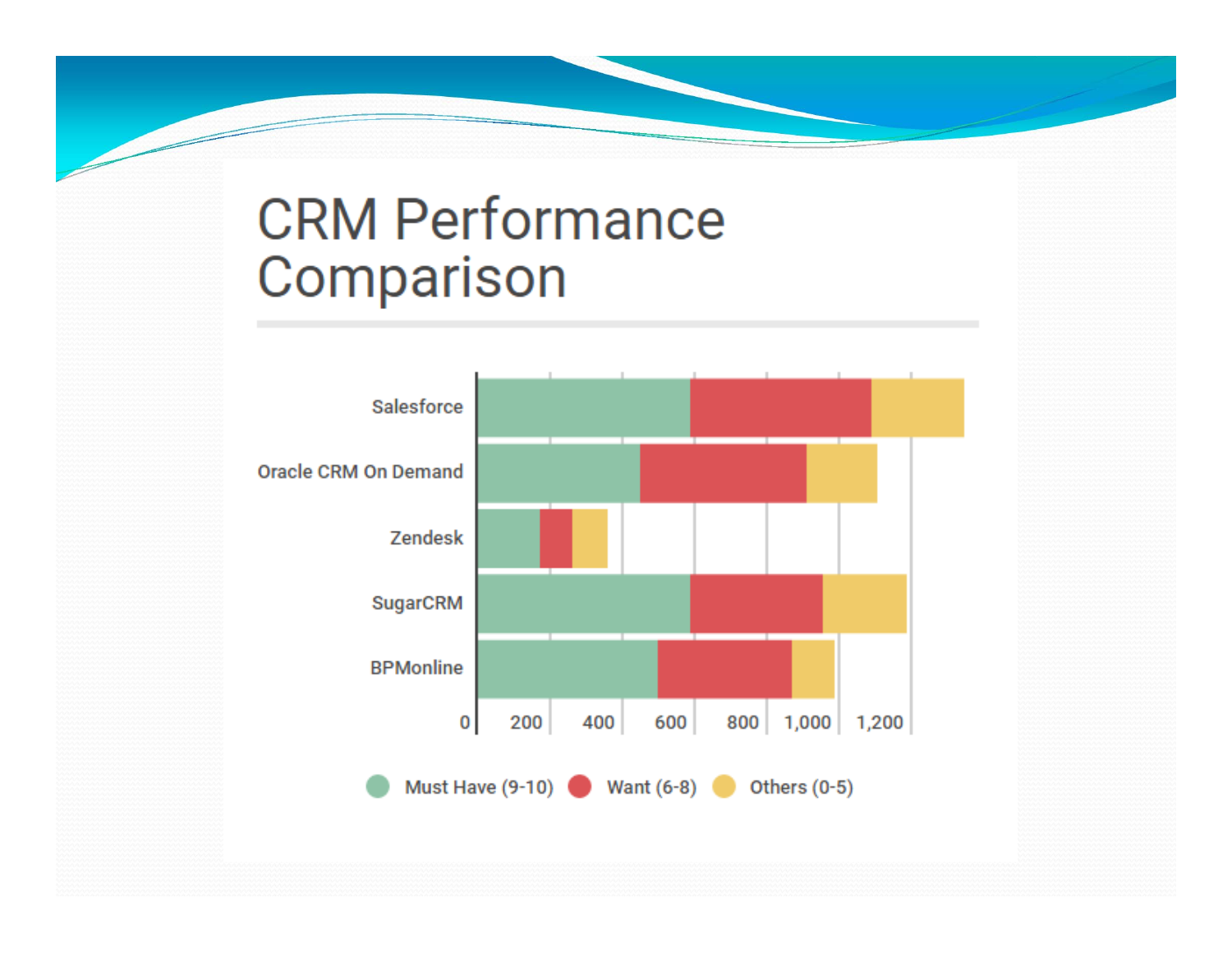# CRM Performance Comparison

Salesforce

Oracle CRM On Demand

Zendesk

SugarCRM

BPMonline

0 200 400 600 800 1,000 1,200

Must Have (9-10) Want (6-8) Others (0-5)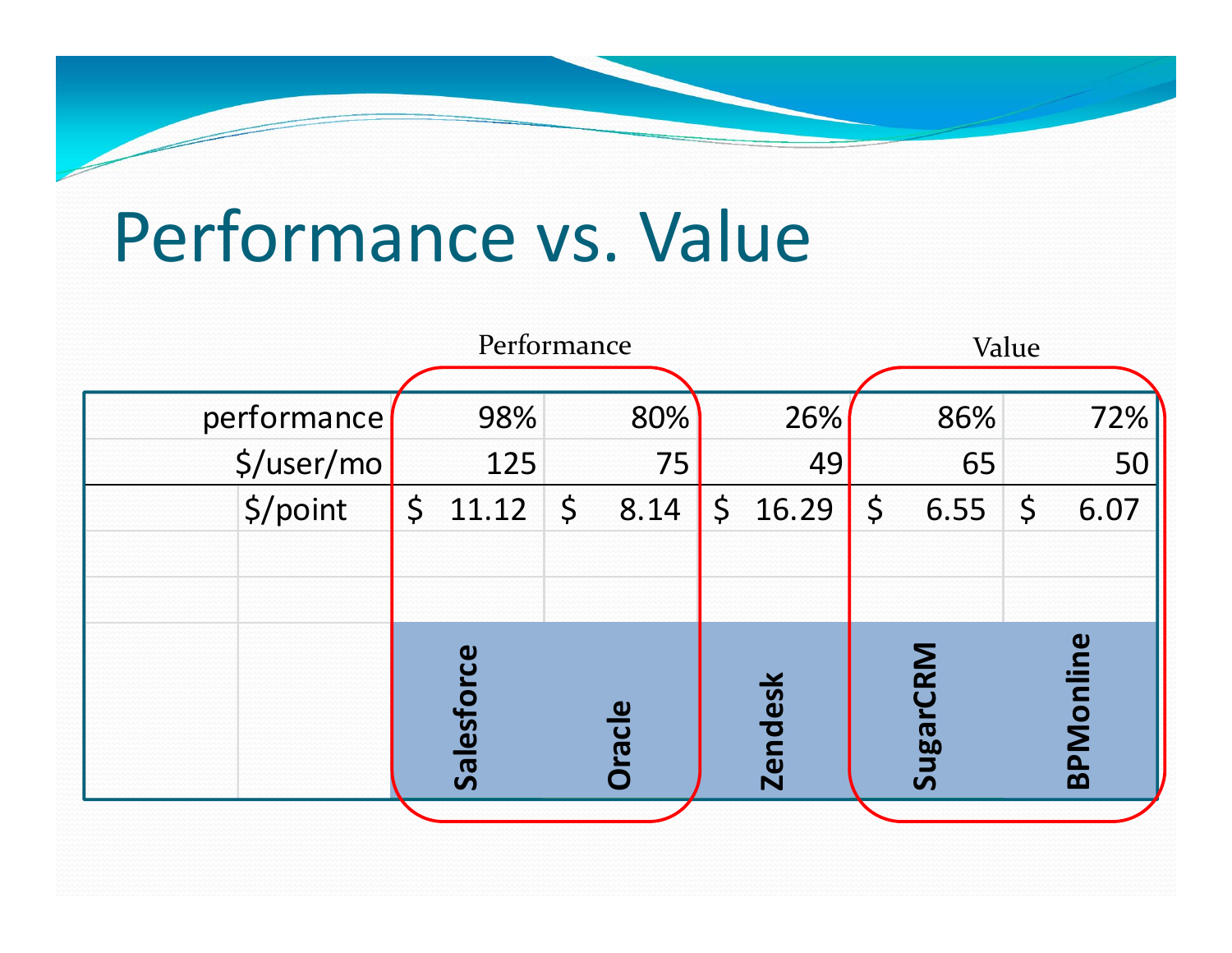# Performance vs. Value

| | Performance | | | Value | |
|---|---|---|---|---|---|
| | Salesforce | Oracle | Zendesk | SugarCRM | BPMonline |
| performance | 98% | 80% | 26% | 86% | 72% |
| $/user/mo | 125 | 75 | 49 | 65 | 50 |
| $/point | $ 11.12 | $ 8.14 | $ 16.29 | $ 6.55 | $ 6.07 |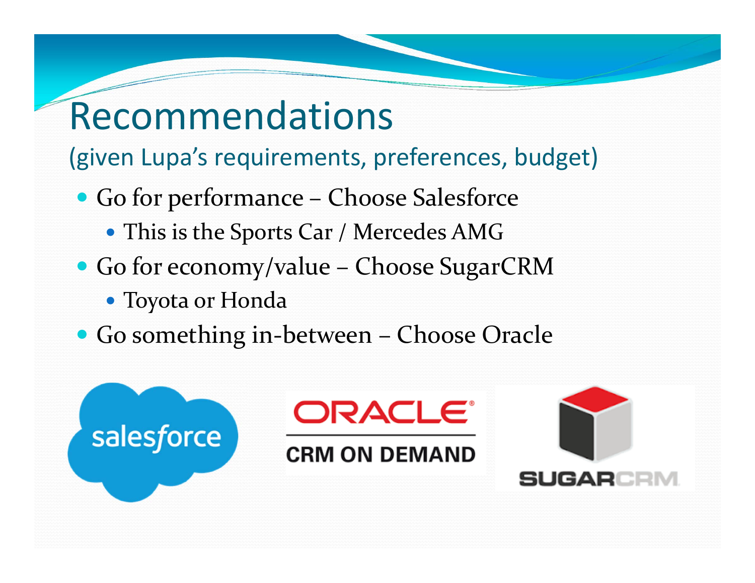# Recommendations

(given Lupa's requirements, preferences, budget)

- Go for performance – Choose Salesforce
  - This is the Sports Car / Mercedes AMG
- Go for economy/value – Choose SugarCRM
  - Toyota or Honda
- Go something in-between – Choose Oracle